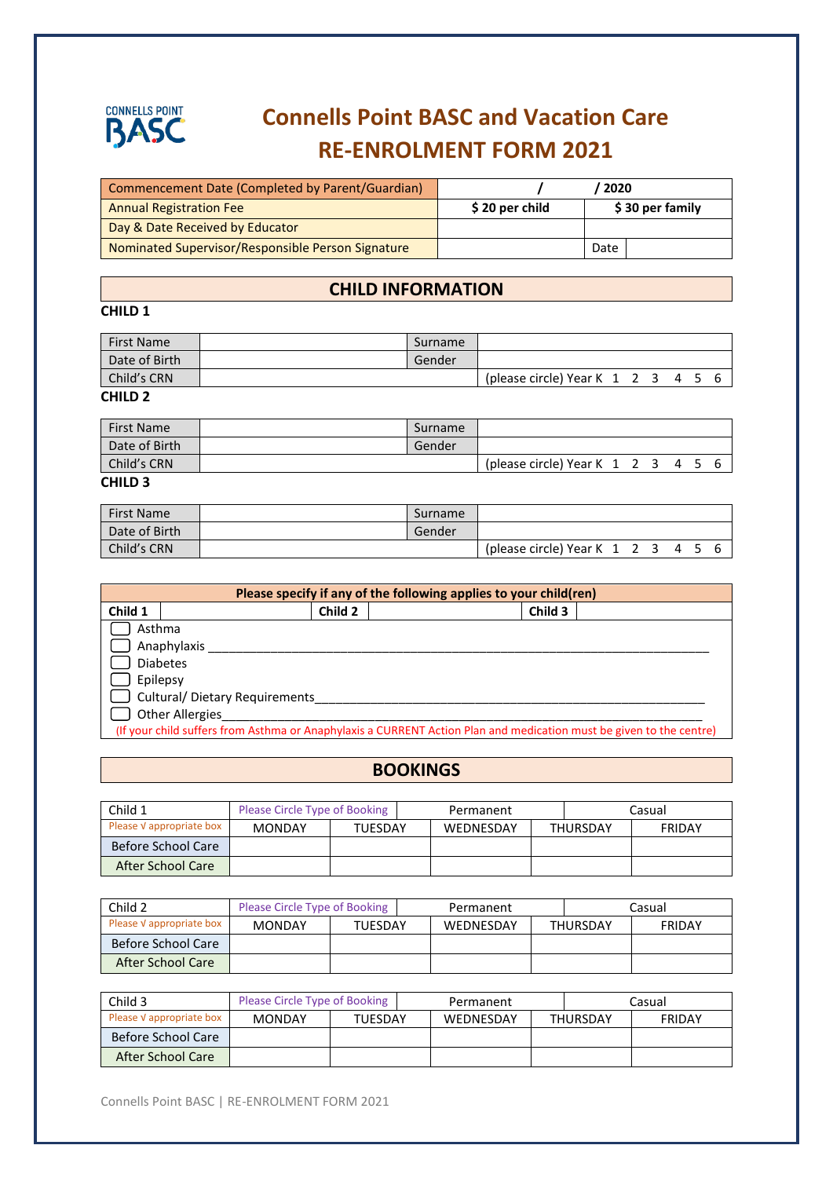CONNELLS POINT BASC

# Connells Point BASC and Vacation Care
# RE-ENROLMENT FORM 2021

| Commencement Date (Completed by Parent/Guardian) | / / 2020 | |
|---|---|---|
| Annual Registration Fee | **$ 20 per child** | **$ 30 per family** |
| Day & Date Received by Educator | | |
| Nominated Supervisor/Responsible Person Signature | | Date |

## CHILD INFORMATION

**CHILD 1**

| First Name | | Surname | |
|---|---|---|---|
| Date of Birth | | Gender | |
| Child's CRN | | | (please circle) Year K 1 2 3 4 5 6 |

**CHILD 2**

| First Name | | Surname | |
|---|---|---|---|
| Date of Birth | | Gender | |
| Child's CRN | | | (please circle) Year K 1 2 3 4 5 6 |

**CHILD 3**

| First Name | | Surname | |
|---|---|---|---|
| Date of Birth | | Gender | |
| Child's CRN | | | (please circle) Year K 1 2 3 4 5 6 |

**Please specify if any of the following applies to your child(ren)**

| **Child 1** | | **Child 2** | | **Child 3** | |
|---|---|---|---|---|---|

- ☐ Asthma
- ☐ Anaphylaxis ___________________________________________________________________________
- ☐ Diabetes
- ☐ Epilepsy
- ☐ Cultural/ Dietary Requirements_____________________________________________________________
- ☐ Other Allergies_________________________________________________________________________

(If your child suffers from Asthma or Anaphylaxis a CURRENT Action Plan and medication must be given to the centre)

## BOOKINGS

| Child 1 | Please Circle Type of Booking | | Permanent | | Casual |
|---|---|---|---|---|---|
| Please √ appropriate box | MONDAY | TUESDAY | WEDNESDAY | THURSDAY | FRIDAY |
| Before School Care | | | | | |
| After School Care | | | | | |

| Child 2 | Please Circle Type of Booking | | Permanent | | Casual |
|---|---|---|---|---|---|
| Please √ appropriate box | MONDAY | TUESDAY | WEDNESDAY | THURSDAY | FRIDAY |
| Before School Care | | | | | |
| After School Care | | | | | |

| Child 3 | Please Circle Type of Booking | | Permanent | | Casual |
|---|---|---|---|---|---|
| Please √ appropriate box | MONDAY | TUESDAY | WEDNESDAY | THURSDAY | FRIDAY |
| Before School Care | | | | | |
| After School Care | | | | | |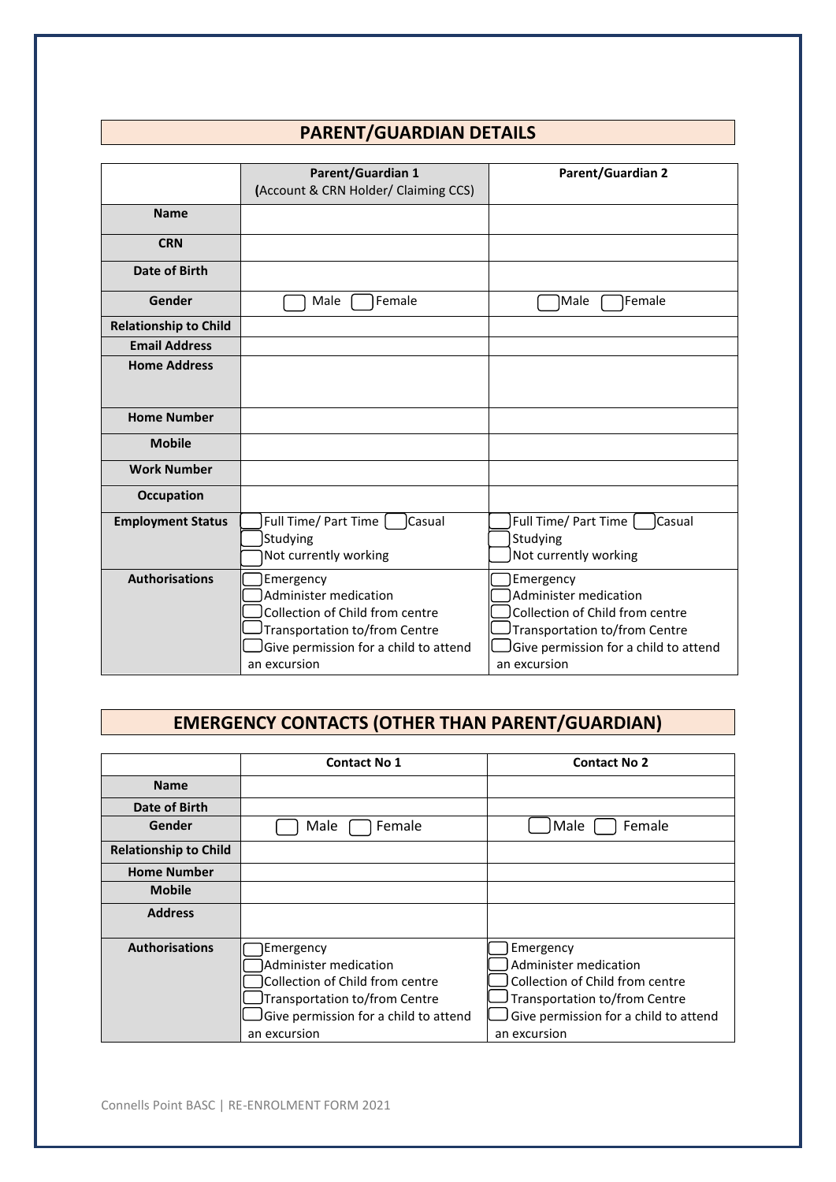## PARENT/GUARDIAN DETAILS

| | **Parent/Guardian 1** (Account & CRN Holder/ Claiming CCS) | **Parent/Guardian 2** |
|---|---|---|
| **Name** | | |
| **CRN** | | |
| **Date of Birth** | | |
| **Gender** | ☐ Male ☐ Female | ☐ Male ☐ Female |
| **Relationship to Child** | | |
| **Email Address** | | |
| **Home Address** | | |
| **Home Number** | | |
| **Mobile** | | |
| **Work Number** | | |
| **Occupation** | | |
| **Employment Status** | ☐ Full Time/ Part Time ☐ Casual<br>☐ Studying<br>☐ Not currently working | ☐ Full Time/ Part Time ☐ Casual<br>☐ Studying<br>☐ Not currently working |
| **Authorisations** | ☐ Emergency<br>☐ Administer medication<br>☐ Collection of Child from centre<br>☐ Transportation to/from Centre<br>☐ Give permission for a child to attend an excursion | ☐ Emergency<br>☐ Administer medication<br>☐ Collection of Child from centre<br>☐ Transportation to/from Centre<br>☐ Give permission for a child to attend an excursion |

## EMERGENCY CONTACTS (OTHER THAN PARENT/GUARDIAN)

| | **Contact No 1** | **Contact No 2** |
|---|---|---|
| **Name** | | |
| **Date of Birth** | | |
| **Gender** | ☐ Male ☐ Female | ☐ Male ☐ Female |
| **Relationship to Child** | | |
| **Home Number** | | |
| **Mobile** | | |
| **Address** | | |
| **Authorisations** | ☐ Emergency<br>☐ Administer medication<br>☐ Collection of Child from centre<br>☐ Transportation to/from Centre<br>☐ Give permission for a child to attend an excursion | ☐ Emergency<br>☐ Administer medication<br>☐ Collection of Child from centre<br>☐ Transportation to/from Centre<br>☐ Give permission for a child to attend an excursion |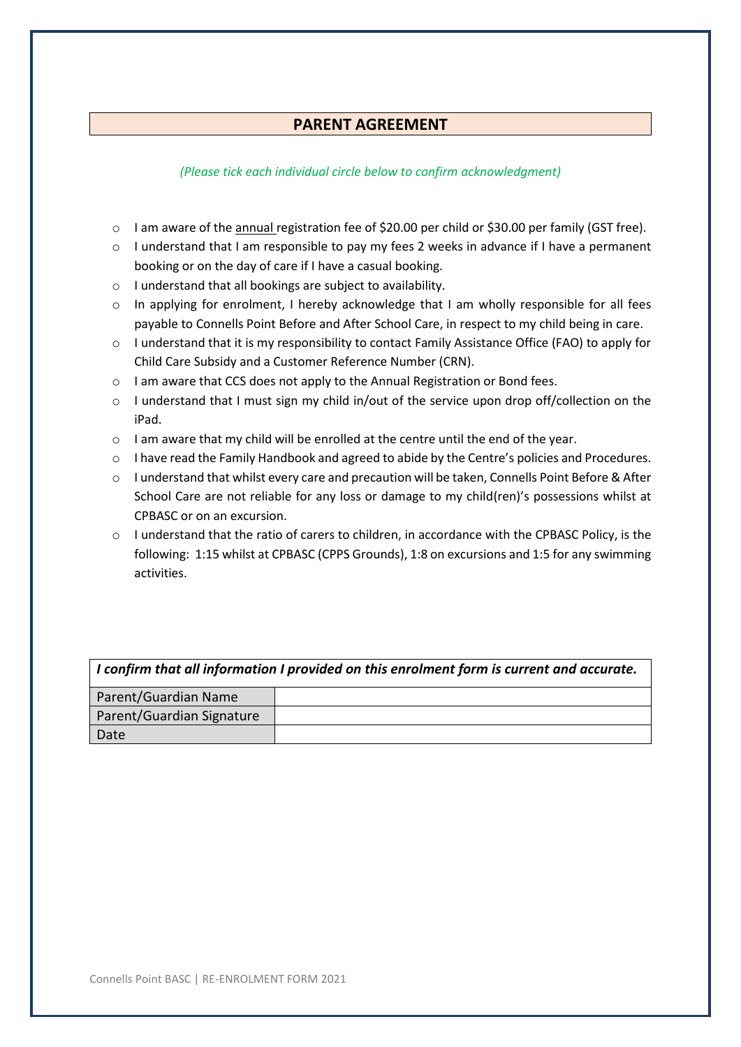## PARENT AGREEMENT

*(Please tick each individual circle below to confirm acknowledgment)*

- I am aware of the annual registration fee of $20.00 per child or $30.00 per family (GST free).
- I understand that I am responsible to pay my fees 2 weeks in advance if I have a permanent booking or on the day of care if I have a casual booking.
- I understand that all bookings are subject to availability.
- In applying for enrolment, I hereby acknowledge that I am wholly responsible for all fees payable to Connells Point Before and After School Care, in respect to my child being in care.
- I understand that it is my responsibility to contact Family Assistance Office (FAO) to apply for Child Care Subsidy and a Customer Reference Number (CRN).
- I am aware that CCS does not apply to the Annual Registration or Bond fees.
- I understand that I must sign my child in/out of the service upon drop off/collection on the iPad.
- I am aware that my child will be enrolled at the centre until the end of the year.
- I have read the Family Handbook and agreed to abide by the Centre's policies and Procedures.
- I understand that whilst every care and precaution will be taken, Connells Point Before & After School Care are not reliable for any loss or damage to my child(ren)'s possessions whilst at CPBASC or on an excursion.
- I understand that the ratio of carers to children, in accordance with the CPBASC Policy, is the following: 1:15 whilst at CPBASC (CPPS Grounds), 1:8 on excursions and 1:5 for any swimming activities.

| ***I confirm that all information I provided on this enrolment form is current and accurate.*** | |
|---|---|
| Parent/Guardian Name | |
| Parent/Guardian Signature | |
| Date | |